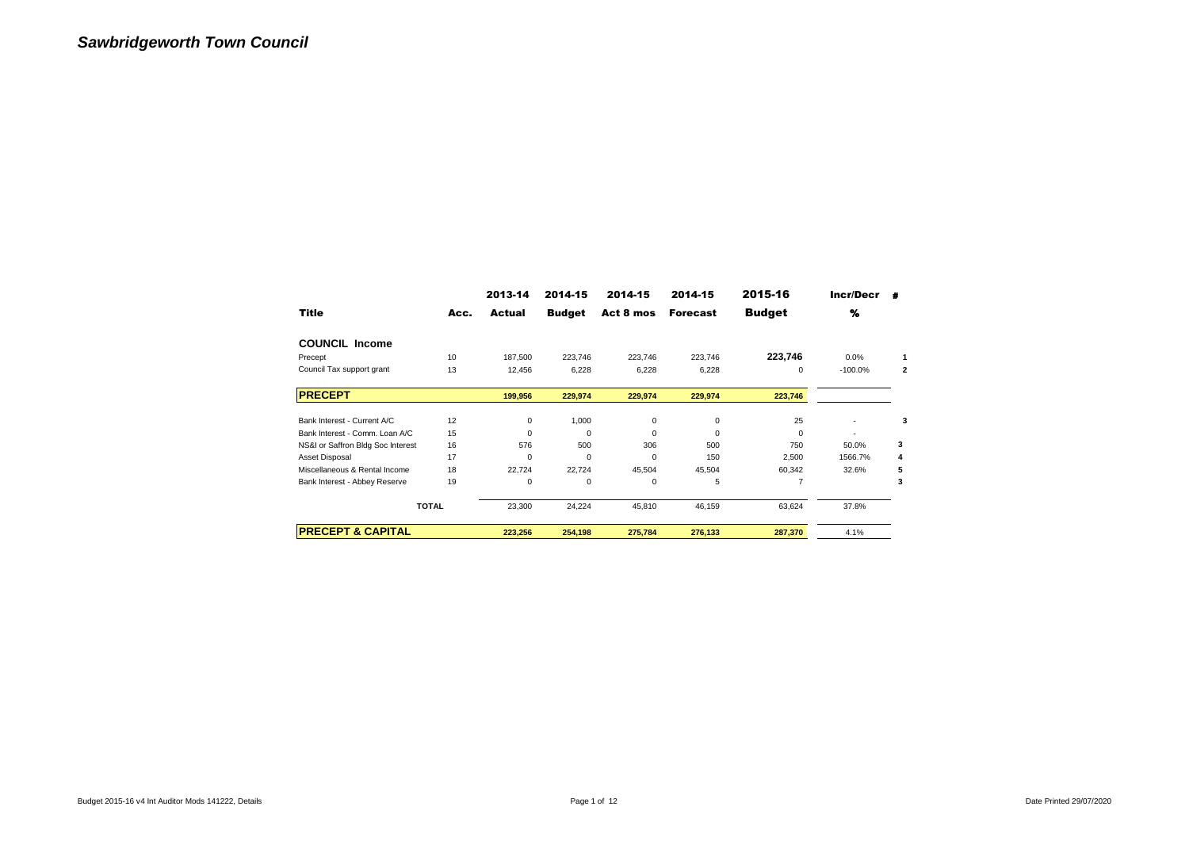# *Sawbridgeworth Town Council*

| Title | Acc. | 2013-14 Actual | 2014-15 Budget | 2014-15 Act 8 mos | 2014-15 Forecast | 2015-16 Budget | Incr/Decr % | # |
|---|---|---|---|---|---|---|---|---|
| **COUNCIL Income** | | | | | | | | |
| Precept | 10 | 187,500 | 223,746 | 223,746 | 223,746 | **223,746** | 0.0% | 1 |
| Council Tax support grant | 13 | 12,456 | 6,228 | 6,228 | 6,228 | 0 | -100.0% | 2 |
| **PRECEPT** | | **199,956** | **229,974** | **229,974** | **229,974** | **223,746** | | |
| Bank Interest - Current A/C | 12 | 0 | 1,000 | 0 | 0 | 25 | - | 3 |
| Bank Interest - Comm. Loan A/C | 15 | 0 | 0 | 0 | 0 | 0 | - | |
| NS&I or Saffron Bldg Soc Interest | 16 | 576 | 500 | 306 | 500 | 750 | 50.0% | 3 |
| Asset Disposal | 17 | 0 | 0 | 0 | 150 | 2,500 | 1566.7% | 4 |
| Miscellaneous & Rental Income | 18 | 22,724 | 22,724 | 45,504 | 45,504 | 60,342 | 32.6% | 5 |
| Bank Interest - Abbey Reserve | 19 | 0 | 0 | 0 | 5 | 7 | | 3 |
| **TOTAL** | | 23,300 | 24,224 | 45,810 | 46,159 | 63,624 | 37.8% | |
| **PRECEPT & CAPITAL** | | **223,256** | **254,198** | **275,784** | **276,133** | **287,370** | 4.1% | |

Budget 2015-16 v4 Int Auditor Mods 141222, Details

Date Printed 29/07/2020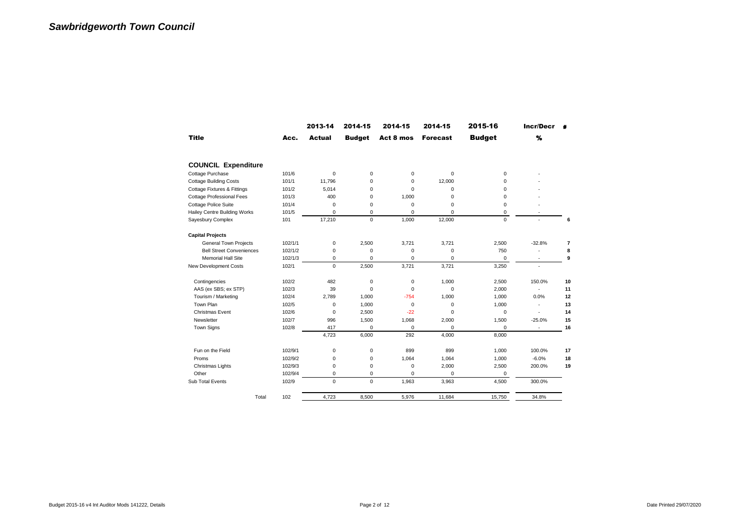# *Sawbridgeworth Town Council*

| Title | Acc. | 2013-14 Actual | 2014-15 Budget | 2014-15 Act 8 mos | 2014-15 Forecast | 2015-16 Budget | Incr/Decr % | # |
|---|---|---|---|---|---|---|---|---|
| **COUNCIL Expenditure** | | | | | | | | |
| Cottage Purchase | 101/6 | 0 | 0 | 0 | 0 | 0 | - | |
| Cottage Building Costs | 101/1 | 11,796 | 0 | 0 | 12,000 | 0 | - | |
| Cottage Fixtures & Fittings | 101/2 | 5,014 | 0 | 0 | 0 | 0 | - | |
| Cottage Professional Fees | 101/3 | 400 | 0 | 1,000 | 0 | 0 | - | |
| Cottage Police Suite | 101/4 | 0 | 0 | 0 | 0 | 0 | - | |
| Hailey Centre Building Works | 101/5 | 0 | 0 | 0 | 0 | 0 | - | |
| Sayesbury Complex | 101 | 17,210 | 0 | 1,000 | 12,000 | 0 | - | 6 |
| **Capital Projects** | | | | | | | | |
| General Town Projects | 102/1/1 | 0 | 2,500 | 3,721 | 3,721 | 2,500 | -32.8% | 7 |
| Bell Street Conveniences | 102/1/2 | 0 | 0 | 0 | 0 | 750 | - | 8 |
| Memorial Hall Site | 102/1/3 | 0 | 0 | 0 | 0 | 0 | - | 9 |
| New Development Costs | 102/1 | 0 | 2,500 | 3,721 | 3,721 | 3,250 | - | |
| Contingencies | 102/2 | 482 | 0 | 0 | 1,000 | 2,500 | 150.0% | 10 |
| AAS (ex SBS; ex STP) | 102/3 | 39 | 0 | 0 | 0 | 2,000 | - | 11 |
| Tourism / Marketing | 102/4 | 2,789 | 1,000 | -754 | 1,000 | 1,000 | 0.0% | 12 |
| Town Plan | 102/5 | 0 | 1,000 | 0 | 0 | 1,000 | - | 13 |
| Christmas Event | 102/6 | 0 | 2,500 | -22 | 0 | 0 | - | 14 |
| Newsletter | 102/7 | 996 | 1,500 | 1,068 | 2,000 | 1,500 | -25.0% | 15 |
| Town Signs | 102/8 | 417 | 0 | 0 | 0 | 0 | - | 16 |
| | | 4,723 | 6,000 | 292 | 4,000 | 8,000 | | |
| Fun on the Field | 102/9/1 | 0 | 0 | 899 | 899 | 1,000 | 100.0% | 17 |
| Proms | 102/9/2 | 0 | 0 | 1,064 | 1,064 | 1,000 | -6.0% | 18 |
| Christmas Lights | 102/9/3 | 0 | 0 | 0 | 2,000 | 2,500 | 200.0% | 19 |
| Other | 102/9/4 | 0 | 0 | 0 | 0 | 0 | | |
| Sub Total Events | 102/9 | 0 | 0 | 1,963 | 3,963 | 4,500 | 300.0% | |
| Total | 102 | 4,723 | 8,500 | 5,976 | 11,684 | 15,750 | 34.8% | |

Budget 2015-16 v4 Int Auditor Mods 141222, Details

Date Printed 29/07/2020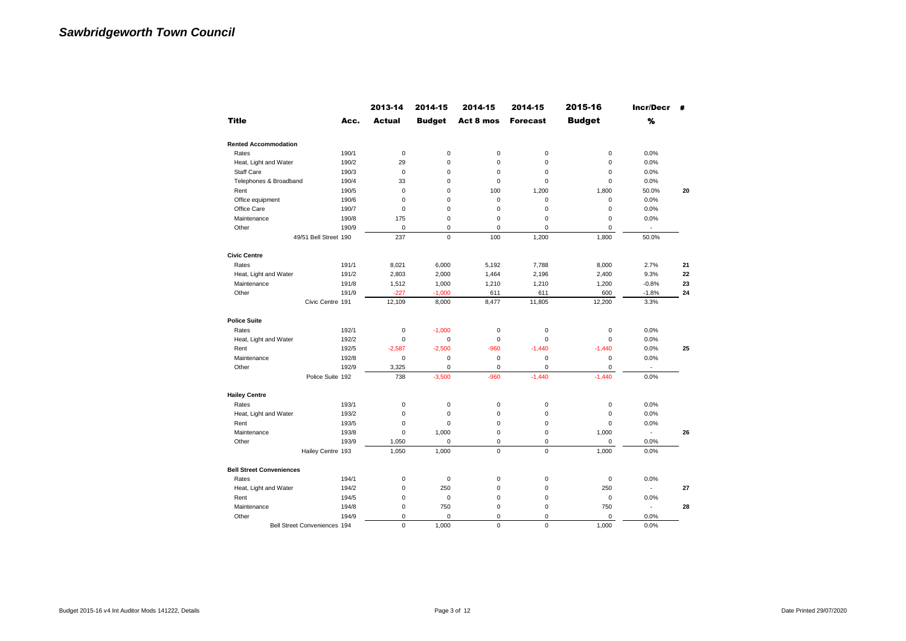# *Sawbridgeworth Town Council*

| Title | Acc. | 2013-14 Actual | 2014-15 Budget | 2014-15 Act 8 mos | 2014-15 Forecast | 2015-16 Budget | Incr/Decr % | # |
|---|---|---|---|---|---|---|---|---|
| **Rented Accommodation** | | | | | | | | |
| Rates | 190/1 | 0 | 0 | 0 | 0 | 0 | 0.0% | |
| Heat, Light and Water | 190/2 | 29 | 0 | 0 | 0 | 0 | 0.0% | |
| Staff Care | 190/3 | 0 | 0 | 0 | 0 | 0 | 0.0% | |
| Telephones & Broadband | 190/4 | 33 | 0 | 0 | 0 | 0 | 0.0% | |
| Rent | 190/5 | 0 | 0 | 100 | 1,200 | 1,800 | 50.0% | 20 |
| Office equipment | 190/6 | 0 | 0 | 0 | 0 | 0 | 0.0% | |
| Office Care | 190/7 | 0 | 0 | 0 | 0 | 0 | 0.0% | |
| Maintenance | 190/8 | 175 | 0 | 0 | 0 | 0 | 0.0% | |
| Other | 190/9 | 0 | 0 | 0 | 0 | 0 | - | |
| 49/51 Bell Street | 190 | 237 | 0 | 100 | 1,200 | 1,800 | 50.0% | |
| **Civic Centre** | | | | | | | | |
| Rates | 191/1 | 8,021 | 6,000 | 5,192 | 7,788 | 8,000 | 2.7% | 21 |
| Heat, Light and Water | 191/2 | 2,803 | 2,000 | 1,464 | 2,196 | 2,400 | 9.3% | 22 |
| Maintenance | 191/8 | 1,512 | 1,000 | 1,210 | 1,210 | 1,200 | -0.8% | 23 |
| Other | 191/9 | -227 | -1,000 | 611 | 611 | 600 | -1.8% | 24 |
| Civic Centre | 191 | 12,109 | 8,000 | 8,477 | 11,805 | 12,200 | 3.3% | |
| **Police Suite** | | | | | | | | |
| Rates | 192/1 | 0 | -1,000 | 0 | 0 | 0 | 0.0% | |
| Heat, Light and Water | 192/2 | 0 | 0 | 0 | 0 | 0 | 0.0% | |
| Rent | 192/5 | -2,587 | -2,500 | -960 | -1,440 | -1,440 | 0.0% | 25 |
| Maintenance | 192/8 | 0 | 0 | 0 | 0 | 0 | 0.0% | |
| Other | 192/9 | 3,325 | 0 | 0 | 0 | 0 | - | |
| Police Suite | 192 | 738 | -3,500 | -960 | -1,440 | -1,440 | 0.0% | |
| **Hailey Centre** | | | | | | | | |
| Rates | 193/1 | 0 | 0 | 0 | 0 | 0 | 0.0% | |
| Heat, Light and Water | 193/2 | 0 | 0 | 0 | 0 | 0 | 0.0% | |
| Rent | 193/5 | 0 | 0 | 0 | 0 | 0 | 0.0% | |
| Maintenance | 193/8 | 0 | 1,000 | 0 | 0 | 1,000 | - | 26 |
| Other | 193/9 | 1,050 | 0 | 0 | 0 | 0 | 0.0% | |
| Hailey Centre | 193 | 1,050 | 1,000 | 0 | 0 | 1,000 | 0.0% | |
| **Bell Street Conveniences** | | | | | | | | |
| Rates | 194/1 | 0 | 0 | 0 | 0 | 0 | 0.0% | |
| Heat, Light and Water | 194/2 | 0 | 250 | 0 | 0 | 250 | - | 27 |
| Rent | 194/5 | 0 | 0 | 0 | 0 | 0 | 0.0% | |
| Maintenance | 194/8 | 0 | 750 | 0 | 0 | 750 | - | 28 |
| Other | 194/9 | 0 | 0 | 0 | 0 | 0 | 0.0% | |
| Bell Street Conveniences | 194 | 0 | 1,000 | 0 | 0 | 1,000 | 0.0% | |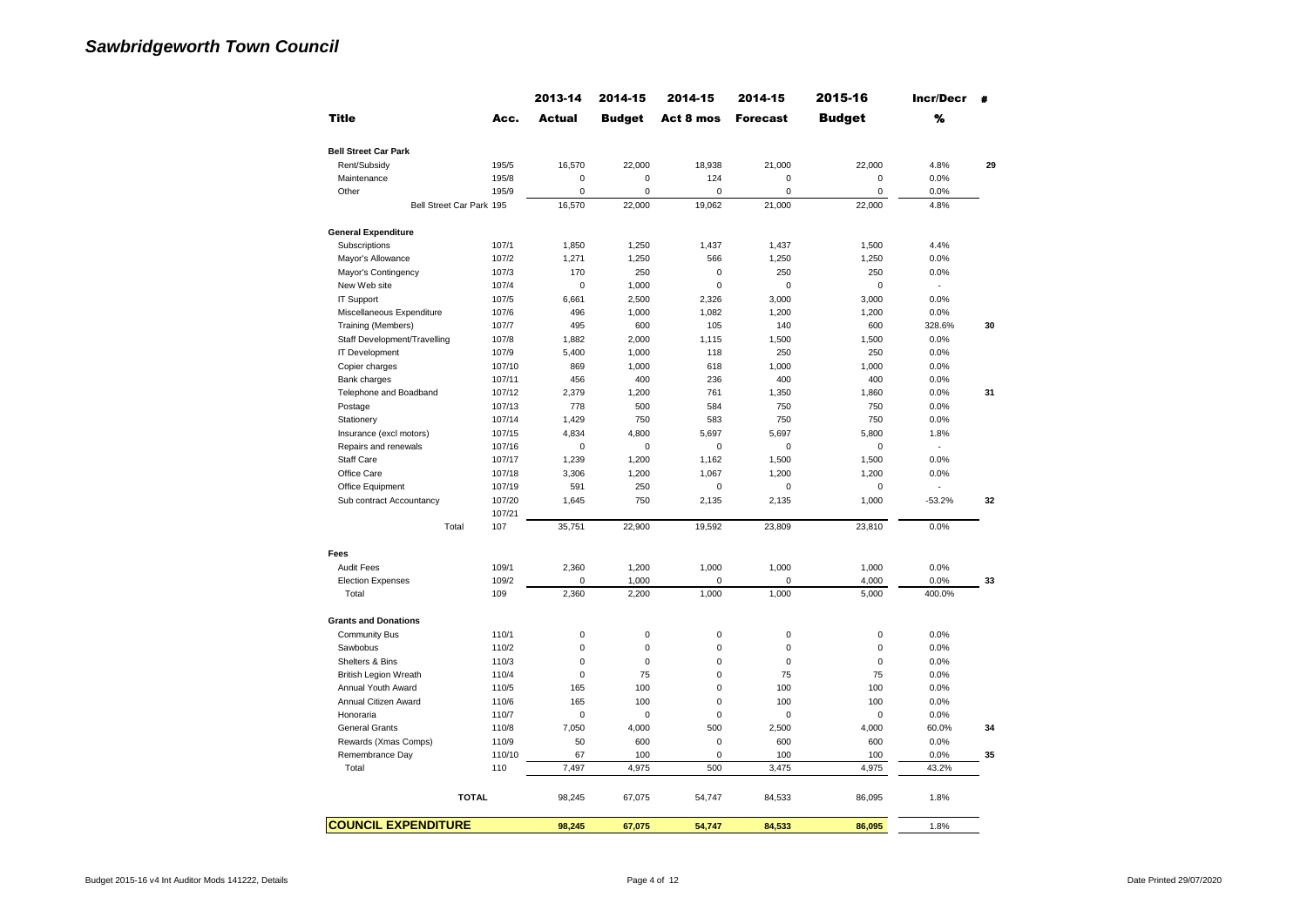# Sawbridgeworth Town Council

| Title | Acc. | 2013-14 Actual | 2014-15 Budget | 2014-15 Act 8 mos | 2014-15 Forecast | 2015-16 Budget | Incr/Decr % | # |
|---|---|---|---|---|---|---|---|---|
| **Bell Street Car Park** | | | | | | | | |
| Rent/Subsidy | 195/5 | 16,570 | 22,000 | 18,938 | 21,000 | 22,000 | 4.8% | 29 |
| Maintenance | 195/8 | 0 | 0 | 124 | 0 | 0 | 0.0% | |
| Other | 195/9 | 0 | 0 | 0 | 0 | 0 | 0.0% | |
| Bell Street Car Park | 195 | 16,570 | 22,000 | 19,062 | 21,000 | 22,000 | 4.8% | |
| **General Expenditure** | | | | | | | | |
| Subscriptions | 107/1 | 1,850 | 1,250 | 1,437 | 1,437 | 1,500 | 4.4% | |
| Mayor's Allowance | 107/2 | 1,271 | 1,250 | 566 | 1,250 | 1,250 | 0.0% | |
| Mayor's Contingency | 107/3 | 170 | 250 | 0 | 250 | 250 | 0.0% | |
| New Web site | 107/4 | 0 | 1,000 | 0 | 0 | 0 | - | |
| IT Support | 107/5 | 6,661 | 2,500 | 2,326 | 3,000 | 3,000 | 0.0% | |
| Miscellaneous Expenditure | 107/6 | 496 | 1,000 | 1,082 | 1,200 | 1,200 | 0.0% | |
| Training (Members) | 107/7 | 495 | 600 | 105 | 140 | 600 | 328.6% | 30 |
| Staff Development/Travelling | 107/8 | 1,882 | 2,000 | 1,115 | 1,500 | 1,500 | 0.0% | |
| IT Development | 107/9 | 5,400 | 1,000 | 118 | 250 | 250 | 0.0% | |
| Copier charges | 107/10 | 869 | 1,000 | 618 | 1,000 | 1,000 | 0.0% | |
| Bank charges | 107/11 | 456 | 400 | 236 | 400 | 400 | 0.0% | |
| Telephone and Boadband | 107/12 | 2,379 | 1,200 | 761 | 1,350 | 1,860 | 0.0% | 31 |
| Postage | 107/13 | 778 | 500 | 584 | 750 | 750 | 0.0% | |
| Stationery | 107/14 | 1,429 | 750 | 583 | 750 | 750 | 0.0% | |
| Insurance (excl motors) | 107/15 | 4,834 | 4,800 | 5,697 | 5,697 | 5,800 | 1.8% | |
| Repairs and renewals | 107/16 | 0 | 0 | 0 | 0 | 0 | - | |
| Staff Care | 107/17 | 1,239 | 1,200 | 1,162 | 1,500 | 1,500 | 0.0% | |
| Office Care | 107/18 | 3,306 | 1,200 | 1,067 | 1,200 | 1,200 | 0.0% | |
| Office Equipment | 107/19 | 591 | 250 | 0 | 0 | 0 | - | |
| Sub contract Accountancy | 107/20 | 1,645 | 750 | 2,135 | 2,135 | 1,000 | -53.2% | 32 |
| | 107/21 | | | | | | | |
| Total | 107 | 35,751 | 22,900 | 19,592 | 23,809 | 23,810 | 0.0% | |
| **Fees** | | | | | | | | |
| Audit Fees | 109/1 | 2,360 | 1,200 | 1,000 | 1,000 | 1,000 | 0.0% | |
| Election Expenses | 109/2 | 0 | 1,000 | 0 | 0 | 4,000 | 0.0% | 33 |
| Total | 109 | 2,360 | 2,200 | 1,000 | 1,000 | 5,000 | 400.0% | |
| **Grants and Donations** | | | | | | | | |
| Community Bus | 110/1 | 0 | 0 | 0 | 0 | 0 | 0.0% | |
| Sawbobus | 110/2 | 0 | 0 | 0 | 0 | 0 | 0.0% | |
| Shelters & Bins | 110/3 | 0 | 0 | 0 | 0 | 0 | 0.0% | |
| British Legion Wreath | 110/4 | 0 | 75 | 0 | 75 | 75 | 0.0% | |
| Annual Youth Award | 110/5 | 165 | 100 | 0 | 100 | 100 | 0.0% | |
| Annual Citizen Award | 110/6 | 165 | 100 | 0 | 100 | 100 | 0.0% | |
| Honoraria | 110/7 | 0 | 0 | 0 | 0 | 0 | 0.0% | |
| General Grants | 110/8 | 7,050 | 4,000 | 500 | 2,500 | 4,000 | 60.0% | 34 |
| Rewards (Xmas Comps) | 110/9 | 50 | 600 | 0 | 600 | 600 | 0.0% | |
| Remembrance Day | 110/10 | 67 | 100 | 0 | 100 | 100 | 0.0% | 35 |
| Total | 110 | 7,497 | 4,975 | 500 | 3,475 | 4,975 | 43.2% | |
| **TOTAL** | | 98,245 | 67,075 | 54,747 | 84,533 | 86,095 | 1.8% | |
| **COUNCIL EXPENDITURE** | | **98,245** | **67,075** | **54,747** | **84,533** | **86,095** | 1.8% | |

Budget 2015-16 v4 Int Auditor Mods 141222, Details

Date Printed 29/07/2020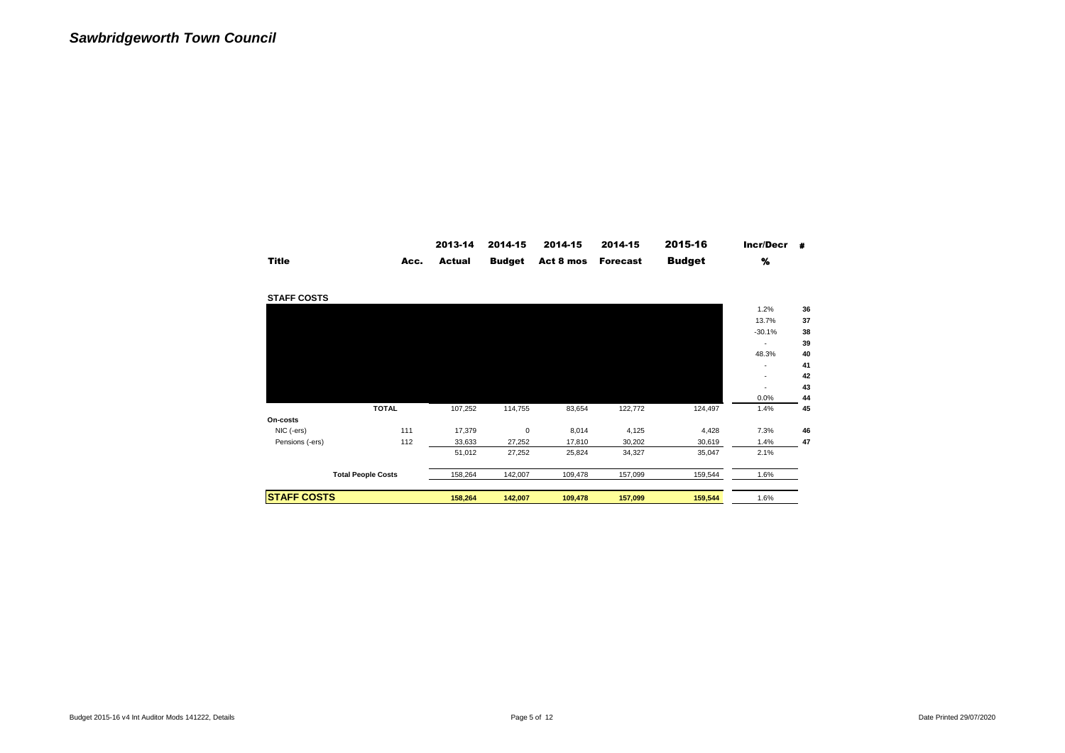# *Sawbridgeworth Town Council*

| Title | Acc. | 2013-14 Actual | 2014-15 Budget | 2014-15 Act 8 mos | 2014-15 Forecast | 2015-16 Budget | Incr/Decr % | # |
|---|---|---|---|---|---|---|---|---|
| **STAFF COSTS** | | | | | | | | |
| | | | | | | | 1.2% | **36** |
| | | | | | | | 13.7% | **37** |
| | | | | | | | -30.1% | **38** |
| | | | | | | | - | **39** |
| | | | | | | | 48.3% | **40** |
| | | | | | | | - | **41** |
| | | | | | | | - | **42** |
| | | | | | | | - | **43** |
| | | | | | | | 0.0% | **44** |
| **TOTAL** | | 107,252 | 114,755 | 83,654 | 122,772 | 124,497 | 1.4% | **45** |
| **On-costs** | | | | | | | | |
| NIC (-ers) | 111 | 17,379 | 0 | 8,014 | 4,125 | 4,428 | 7.3% | **46** |
| Pensions (-ers) | 112 | 33,633 | 27,252 | 17,810 | 30,202 | 30,619 | 1.4% | **47** |
| | | 51,012 | 27,252 | 25,824 | 34,327 | 35,047 | 2.1% | |
| **Total People Costs** | | 158,264 | 142,007 | 109,478 | 157,099 | 159,544 | 1.6% | |
| **STAFF COSTS** | | **158,264** | **142,007** | **109,478** | **157,099** | **159,544** | 1.6% | |

Budget 2015-16 v4 Int Auditor Mods 141222, Details

Date Printed 29/07/2020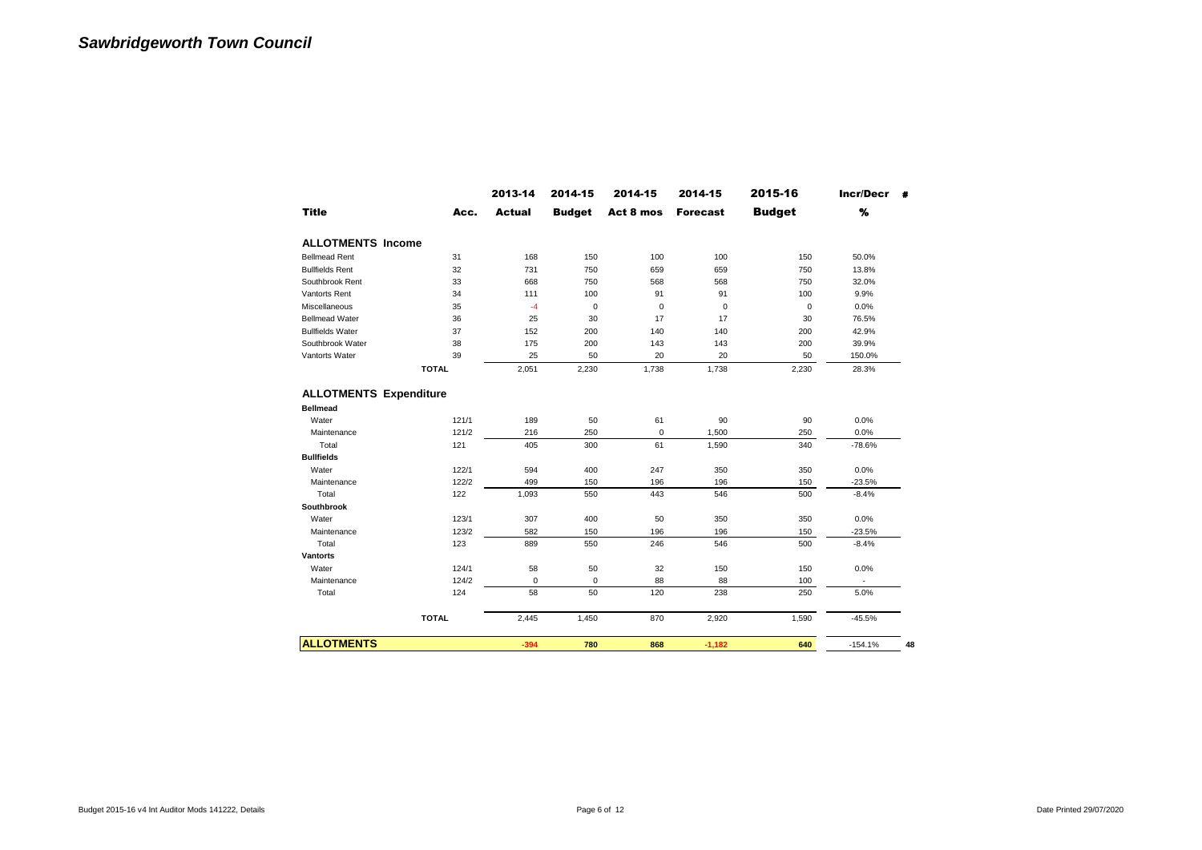# *Sawbridgeworth Town Council*

| Title | Acc. | 2013-14 Actual | 2014-15 Budget | 2014-15 Act 8 mos | 2014-15 Forecast | 2015-16 Budget | Incr/Decr % | # |
|---|---|---|---|---|---|---|---|---|
| **ALLOTMENTS Income** | | | | | | | | |
| Bellmead Rent | 31 | 168 | 150 | 100 | 100 | 150 | 50.0% | |
| Bullfields Rent | 32 | 731 | 750 | 659 | 659 | 750 | 13.8% | |
| Southbrook Rent | 33 | 668 | 750 | 568 | 568 | 750 | 32.0% | |
| Vantorts Rent | 34 | 111 | 100 | 91 | 91 | 100 | 9.9% | |
| Miscellaneous | 35 | -4 | 0 | 0 | 0 | 0 | 0.0% | |
| Bellmead Water | 36 | 25 | 30 | 17 | 17 | 30 | 76.5% | |
| Bullfields Water | 37 | 152 | 200 | 140 | 140 | 200 | 42.9% | |
| Southbrook Water | 38 | 175 | 200 | 143 | 143 | 200 | 39.9% | |
| Vantorts Water | 39 | 25 | 50 | 20 | 20 | 50 | 150.0% | |
| **TOTAL** | | 2,051 | 2,230 | 1,738 | 1,738 | 2,230 | 28.3% | |
| **ALLOTMENTS Expenditure** | | | | | | | | |
| **Bellmead** | | | | | | | | |
| Water | 121/1 | 189 | 50 | 61 | 90 | 90 | 0.0% | |
| Maintenance | 121/2 | 216 | 250 | 0 | 1,500 | 250 | 0.0% | |
| Total | 121 | 405 | 300 | 61 | 1,590 | 340 | -78.6% | |
| **Bullfields** | | | | | | | | |
| Water | 122/1 | 594 | 400 | 247 | 350 | 350 | 0.0% | |
| Maintenance | 122/2 | 499 | 150 | 196 | 196 | 150 | -23.5% | |
| Total | 122 | 1,093 | 550 | 443 | 546 | 500 | -8.4% | |
| **Southbrook** | | | | | | | | |
| Water | 123/1 | 307 | 400 | 50 | 350 | 350 | 0.0% | |
| Maintenance | 123/2 | 582 | 150 | 196 | 196 | 150 | -23.5% | |
| Total | 123 | 889 | 550 | 246 | 546 | 500 | -8.4% | |
| **Vantorts** | | | | | | | | |
| Water | 124/1 | 58 | 50 | 32 | 150 | 150 | 0.0% | |
| Maintenance | 124/2 | 0 | 0 | 88 | 88 | 100 | - | |
| Total | 124 | 58 | 50 | 120 | 238 | 250 | 5.0% | |
| **TOTAL** | | 2,445 | 1,450 | 870 | 2,920 | 1,590 | -45.5% | |
| **ALLOTMENTS** | | **-394** | **780** | **868** | **-1,182** | **640** | -154.1% | **48** |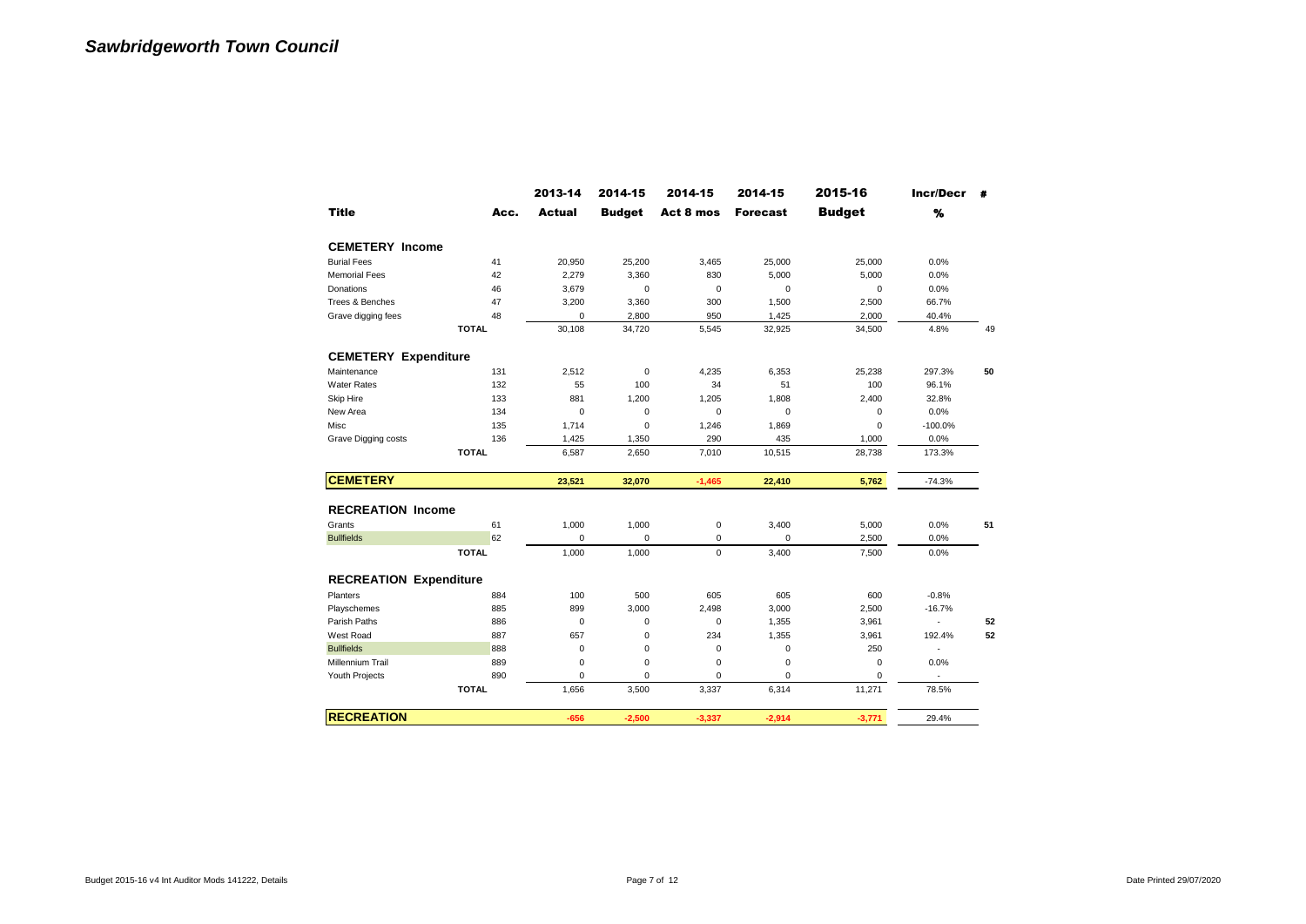# *Sawbridgeworth Town Council*

| Title | Acc. | 2013-14 Actual | 2014-15 Budget | 2014-15 Act 8 mos | 2014-15 Forecast | 2015-16 Budget | Incr/Decr % | # |
|---|---|---|---|---|---|---|---|---|
| **CEMETERY Income** | | | | | | | | |
| Burial Fees | 41 | 20,950 | 25,200 | 3,465 | 25,000 | 25,000 | 0.0% | |
| Memorial Fees | 42 | 2,279 | 3,360 | 830 | 5,000 | 5,000 | 0.0% | |
| Donations | 46 | 3,679 | 0 | 0 | 0 | 0 | 0.0% | |
| Trees & Benches | 47 | 3,200 | 3,360 | 300 | 1,500 | 2,500 | 66.7% | |
| Grave digging fees | 48 | 0 | 2,800 | 950 | 1,425 | 2,000 | 40.4% | |
| **TOTAL** | | 30,108 | 34,720 | 5,545 | 32,925 | 34,500 | 4.8% | 49 |
| **CEMETERY Expenditure** | | | | | | | | |
| Maintenance | 131 | 2,512 | 0 | 4,235 | 6,353 | 25,238 | 297.3% | **50** |
| Water Rates | 132 | 55 | 100 | 34 | 51 | 100 | 96.1% | |
| Skip Hire | 133 | 881 | 1,200 | 1,205 | 1,808 | 2,400 | 32.8% | |
| New Area | 134 | 0 | 0 | 0 | 0 | 0 | 0.0% | |
| Misc | 135 | 1,714 | 0 | 1,246 | 1,869 | 0 | -100.0% | |
| Grave Digging costs | 136 | 1,425 | 1,350 | 290 | 435 | 1,000 | 0.0% | |
| **TOTAL** | | 6,587 | 2,650 | 7,010 | 10,515 | 28,738 | 173.3% | |
| **CEMETERY** | | **23,521** | **32,070** | **-1,465** | **22,410** | **5,762** | -74.3% | |
| **RECREATION Income** | | | | | | | | |
| Grants | 61 | 1,000 | 1,000 | 0 | 3,400 | 5,000 | 0.0% | **51** |
| Bullfields | 62 | 0 | 0 | 0 | 0 | 2,500 | 0.0% | |
| **TOTAL** | | 1,000 | 1,000 | 0 | 3,400 | 7,500 | 0.0% | |
| **RECREATION Expenditure** | | | | | | | | |
| Planters | 884 | 100 | 500 | 605 | 605 | 600 | -0.8% | |
| Playschemes | 885 | 899 | 3,000 | 2,498 | 3,000 | 2,500 | -16.7% | |
| Parish Paths | 886 | 0 | 0 | 0 | 1,355 | 3,961 | - | **52** |
| West Road | 887 | 657 | 0 | 234 | 1,355 | 3,961 | 192.4% | **52** |
| Bullfields | 888 | 0 | 0 | 0 | 0 | 250 | - | |
| Millennium Trail | 889 | 0 | 0 | 0 | 0 | 0 | 0.0% | |
| Youth Projects | 890 | 0 | 0 | 0 | 0 | 0 | - | |
| **TOTAL** | | 1,656 | 3,500 | 3,337 | 6,314 | 11,271 | 78.5% | |
| **RECREATION** | | **-656** | **-2,500** | **-3,337** | **-2,914** | **-3,771** | 29.4% | |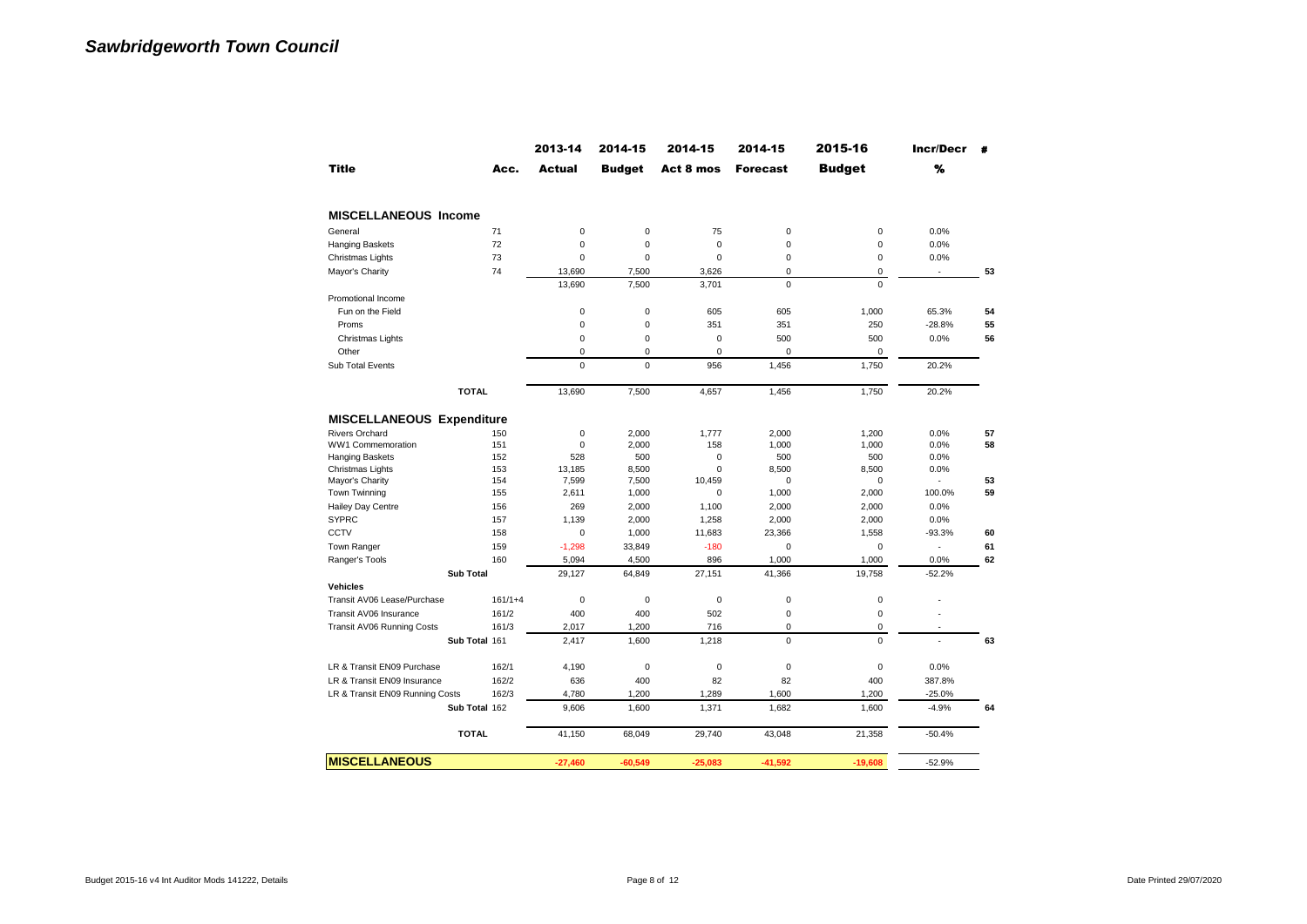# *Sawbridgeworth Town Council*

| Title | Acc. | 2013-14 Actual | 2014-15 Budget | 2014-15 Act 8 mos | 2014-15 Forecast | 2015-16 Budget | Incr/Decr % | # |
|---|---|---|---|---|---|---|---|---|
| **MISCELLANEOUS Income** | | | | | | | | |
| General | 71 | 0 | 0 | 75 | 0 | 0 | 0.0% | |
| Hanging Baskets | 72 | 0 | 0 | 0 | 0 | 0 | 0.0% | |
| Christmas Lights | 73 | 0 | 0 | 0 | 0 | 0 | 0.0% | |
| Mayor's Charity | 74 | 13,690 | 7,500 | 3,626 | 0 | 0 | - | 53 |
| | | 13,690 | 7,500 | 3,701 | 0 | 0 | | |
| Promotional Income | | | | | | | | |
| Fun on the Field | | 0 | 0 | 605 | 605 | 1,000 | 65.3% | 54 |
| Proms | | 0 | 0 | 351 | 351 | 250 | -28.8% | 55 |
| Christmas Lights | | 0 | 0 | 0 | 500 | 500 | 0.0% | 56 |
| Other | | 0 | 0 | 0 | 0 | 0 | | |
| Sub Total Events | | 0 | 0 | 956 | 1,456 | 1,750 | 20.2% | |
| **TOTAL** | | 13,690 | 7,500 | 4,657 | 1,456 | 1,750 | 20.2% | |
| **MISCELLANEOUS Expenditure** | | | | | | | | |
| Rivers Orchard | 150 | 0 | 2,000 | 1,777 | 2,000 | 1,200 | 0.0% | 57 |
| WW1 Commemoration | 151 | 0 | 2,000 | 158 | 1,000 | 1,000 | 0.0% | 58 |
| Hanging Baskets | 152 | 528 | 500 | 0 | 500 | 500 | 0.0% | |
| Christmas Lights | 153 | 13,185 | 8,500 | 0 | 8,500 | 8,500 | 0.0% | |
| Mayor's Charity | 154 | 7,599 | 7,500 | 10,459 | 0 | 0 | - | 53 |
| Town Twinning | 155 | 2,611 | 1,000 | 0 | 1,000 | 2,000 | 100.0% | 59 |
| Hailey Day Centre | 156 | 269 | 2,000 | 1,100 | 2,000 | 2,000 | 0.0% | |
| SYPRC | 157 | 1,139 | 2,000 | 1,258 | 2,000 | 2,000 | 0.0% | |
| CCTV | 158 | 0 | 1,000 | 11,683 | 23,366 | 1,558 | -93.3% | 60 |
| Town Ranger | 159 | -1,298 | 33,849 | -180 | 0 | 0 | - | 61 |
| Ranger's Tools | 160 | 5,094 | 4,500 | 896 | 1,000 | 1,000 | 0.0% | 62 |
| **Sub Total** | | 29,127 | 64,849 | 27,151 | 41,366 | 19,758 | -52.2% | |
| **Vehicles** | | | | | | | | |
| Transit AV06 Lease/Purchase | 161/1+4 | 0 | 0 | 0 | 0 | 0 | - | |
| Transit AV06 Insurance | 161/2 | 400 | 400 | 502 | 0 | 0 | - | |
| Transit AV06 Running Costs | 161/3 | 2,017 | 1,200 | 716 | 0 | 0 | - | |
| **Sub Total 161** | | 2,417 | 1,600 | 1,218 | 0 | 0 | - | 63 |
| LR & Transit EN09 Purchase | 162/1 | 4,190 | 0 | 0 | 0 | 0 | 0.0% | |
| LR & Transit EN09 Insurance | 162/2 | 636 | 400 | 82 | 82 | 400 | 387.8% | |
| LR & Transit EN09 Running Costs | 162/3 | 4,780 | 1,200 | 1,289 | 1,600 | 1,200 | -25.0% | |
| **Sub Total 162** | | 9,606 | 1,600 | 1,371 | 1,682 | 1,600 | -4.9% | 64 |
| **TOTAL** | | 41,150 | 68,049 | 29,740 | 43,048 | 21,358 | -50.4% | |
| **MISCELLANEOUS** | | -27,460 | -60,549 | -25,083 | -41,592 | -19,608 | -52.9% | |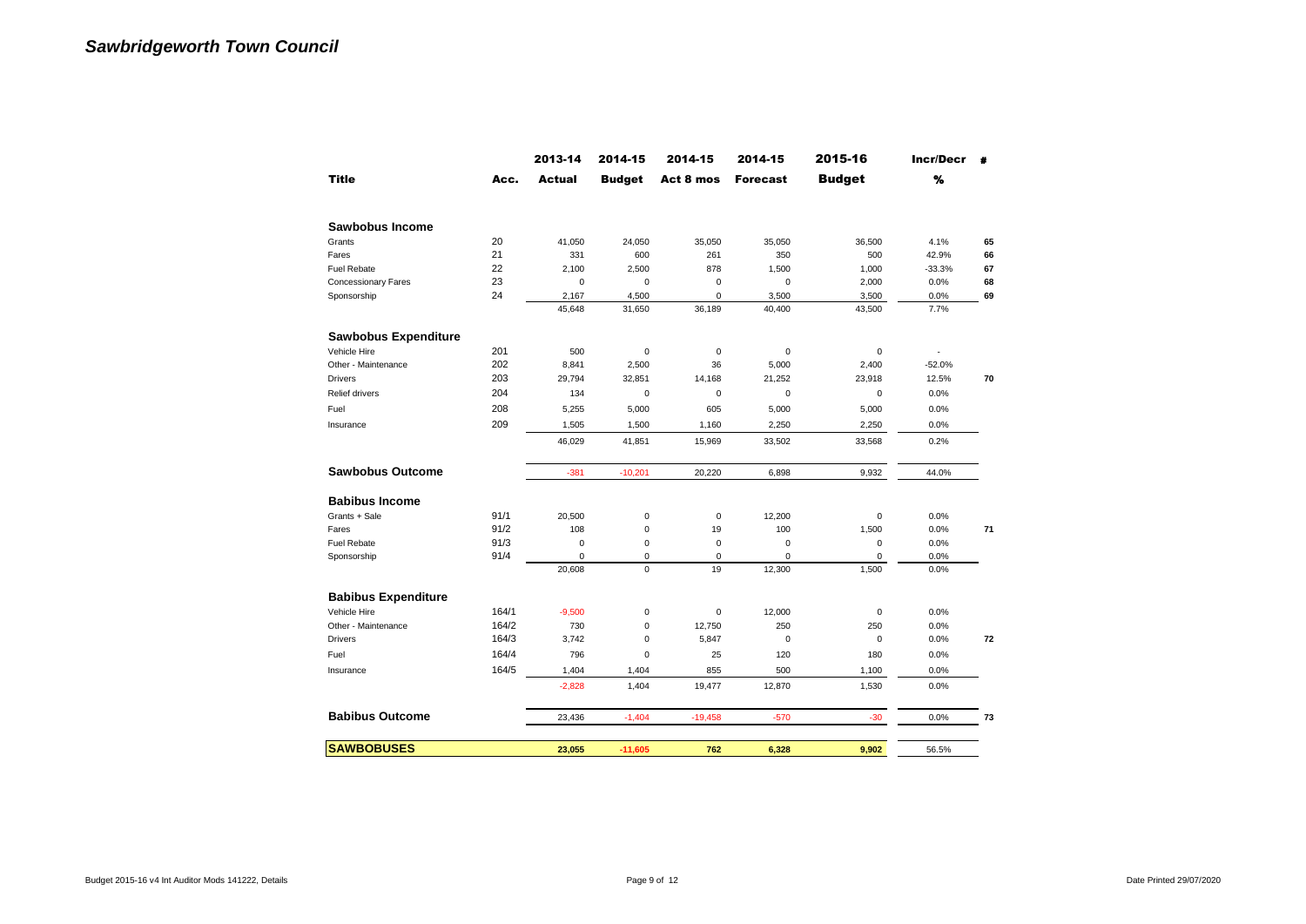# *Sawbridgeworth Town Council*

| Title | Acc. | 2013-14 Actual | 2014-15 Budget | 2014-15 Act 8 mos | 2014-15 Forecast | 2015-16 Budget | Incr/Decr % | # |
|---|---|---|---|---|---|---|---|---|
| **Sawbobus Income** | | | | | | | | |
| Grants | 20 | 41,050 | 24,050 | 35,050 | 35,050 | 36,500 | 4.1% | 65 |
| Fares | 21 | 331 | 600 | 261 | 350 | 500 | 42.9% | 66 |
| Fuel Rebate | 22 | 2,100 | 2,500 | 878 | 1,500 | 1,000 | -33.3% | 67 |
| Concessionary Fares | 23 | 0 | 0 | 0 | 0 | 2,000 | 0.0% | 68 |
| Sponsorship | 24 | 2,167 | 4,500 | 0 | 3,500 | 3,500 | 0.0% | 69 |
| | | 45,648 | 31,650 | 36,189 | 40,400 | 43,500 | 7.7% | |
| **Sawbobus Expenditure** | | | | | | | | |
| Vehicle Hire | 201 | 500 | 0 | 0 | 0 | 0 | - | |
| Other - Maintenance | 202 | 8,841 | 2,500 | 36 | 5,000 | 2,400 | -52.0% | |
| Drivers | 203 | 29,794 | 32,851 | 14,168 | 21,252 | 23,918 | 12.5% | 70 |
| Relief drivers | 204 | 134 | 0 | 0 | 0 | 0 | 0.0% | |
| Fuel | 208 | 5,255 | 5,000 | 605 | 5,000 | 5,000 | 0.0% | |
| Insurance | 209 | 1,505 | 1,500 | 1,160 | 2,250 | 2,250 | 0.0% | |
| | | 46,029 | 41,851 | 15,969 | 33,502 | 33,568 | 0.2% | |
| **Sawbobus Outcome** | | -381 | -10,201 | 20,220 | 6,898 | 9,932 | 44.0% | |
| **Babibus Income** | | | | | | | | |
| Grants + Sale | 91/1 | 20,500 | 0 | 0 | 12,200 | 0 | 0.0% | |
| Fares | 91/2 | 108 | 0 | 19 | 100 | 1,500 | 0.0% | 71 |
| Fuel Rebate | 91/3 | 0 | 0 | 0 | 0 | 0 | 0.0% | |
| Sponsorship | 91/4 | 0 | 0 | 0 | 0 | 0 | 0.0% | |
| | | 20,608 | 0 | 19 | 12,300 | 1,500 | 0.0% | |
| **Babibus Expenditure** | | | | | | | | |
| Vehicle Hire | 164/1 | -9,500 | 0 | 0 | 12,000 | 0 | 0.0% | |
| Other - Maintenance | 164/2 | 730 | 0 | 12,750 | 250 | 250 | 0.0% | |
| Drivers | 164/3 | 3,742 | 0 | 5,847 | 0 | 0 | 0.0% | 72 |
| Fuel | 164/4 | 796 | 0 | 25 | 120 | 180 | 0.0% | |
| Insurance | 164/5 | 1,404 | 1,404 | 855 | 500 | 1,100 | 0.0% | |
| | | -2,828 | 1,404 | 19,477 | 12,870 | 1,530 | 0.0% | |
| **Babibus Outcome** | | 23,436 | -1,404 | -19,458 | -570 | -30 | 0.0% | 73 |
| **SAWBOBUSES** | | **23,055** | **-11,605** | **762** | **6,328** | **9,902** | 56.5% | |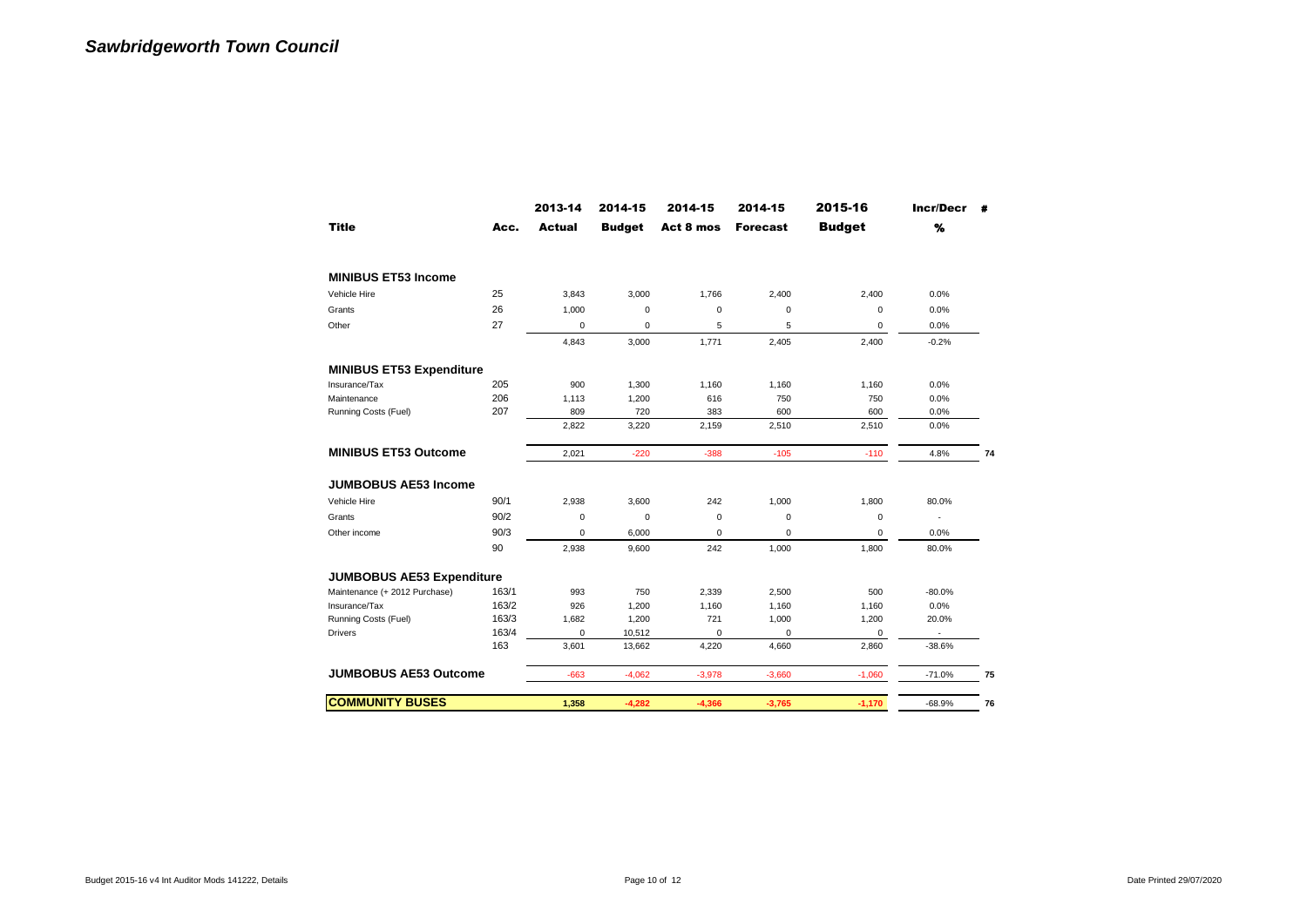# *Sawbridgeworth Town Council*

| Title | Acc. | 2013-14 Actual | 2014-15 Budget | 2014-15 Act 8 mos | 2014-15 Forecast | 2015-16 Budget | Incr/Decr % | # |
|---|---|---|---|---|---|---|---|---|
| **MINIBUS ET53 Income** | | | | | | | | |
| Vehicle Hire | 25 | 3,843 | 3,000 | 1,766 | 2,400 | 2,400 | 0.0% | |
| Grants | 26 | 1,000 | 0 | 0 | 0 | 0 | 0.0% | |
| Other | 27 | 0 | 0 | 5 | 5 | 0 | 0.0% | |
| | | 4,843 | 3,000 | 1,771 | 2,405 | 2,400 | -0.2% | |
| **MINIBUS ET53 Expenditure** | | | | | | | | |
| Insurance/Tax | 205 | 900 | 1,300 | 1,160 | 1,160 | 1,160 | 0.0% | |
| Maintenance | 206 | 1,113 | 1,200 | 616 | 750 | 750 | 0.0% | |
| Running Costs (Fuel) | 207 | 809 | 720 | 383 | 600 | 600 | 0.0% | |
| | | 2,822 | 3,220 | 2,159 | 2,510 | 2,510 | 0.0% | |
| **MINIBUS ET53 Outcome** | | 2,021 | -220 | -388 | -105 | -110 | 4.8% | 74 |
| **JUMBOBUS AE53 Income** | | | | | | | | |
| Vehicle Hire | 90/1 | 2,938 | 3,600 | 242 | 1,000 | 1,800 | 80.0% | |
| Grants | 90/2 | 0 | 0 | 0 | 0 | 0 | - | |
| Other income | 90/3 | 0 | 6,000 | 0 | 0 | 0 | 0.0% | |
| | 90 | 2,938 | 9,600 | 242 | 1,000 | 1,800 | 80.0% | |
| **JUMBOBUS AE53 Expenditure** | | | | | | | | |
| Maintenance (+ 2012 Purchase) | 163/1 | 993 | 750 | 2,339 | 2,500 | 500 | -80.0% | |
| Insurance/Tax | 163/2 | 926 | 1,200 | 1,160 | 1,160 | 1,160 | 0.0% | |
| Running Costs (Fuel) | 163/3 | 1,682 | 1,200 | 721 | 1,000 | 1,200 | 20.0% | |
| Drivers | 163/4 | 0 | 10,512 | 0 | 0 | 0 | - | |
| | 163 | 3,601 | 13,662 | 4,220 | 4,660 | 2,860 | -38.6% | |
| **JUMBOBUS AE53 Outcome** | | -663 | -4,062 | -3,978 | -3,660 | -1,060 | -71.0% | 75 |
| **COMMUNITY BUSES** | | **1,358** | **-4,282** | **-4,366** | **-3,765** | **-1,170** | -68.9% | 76 |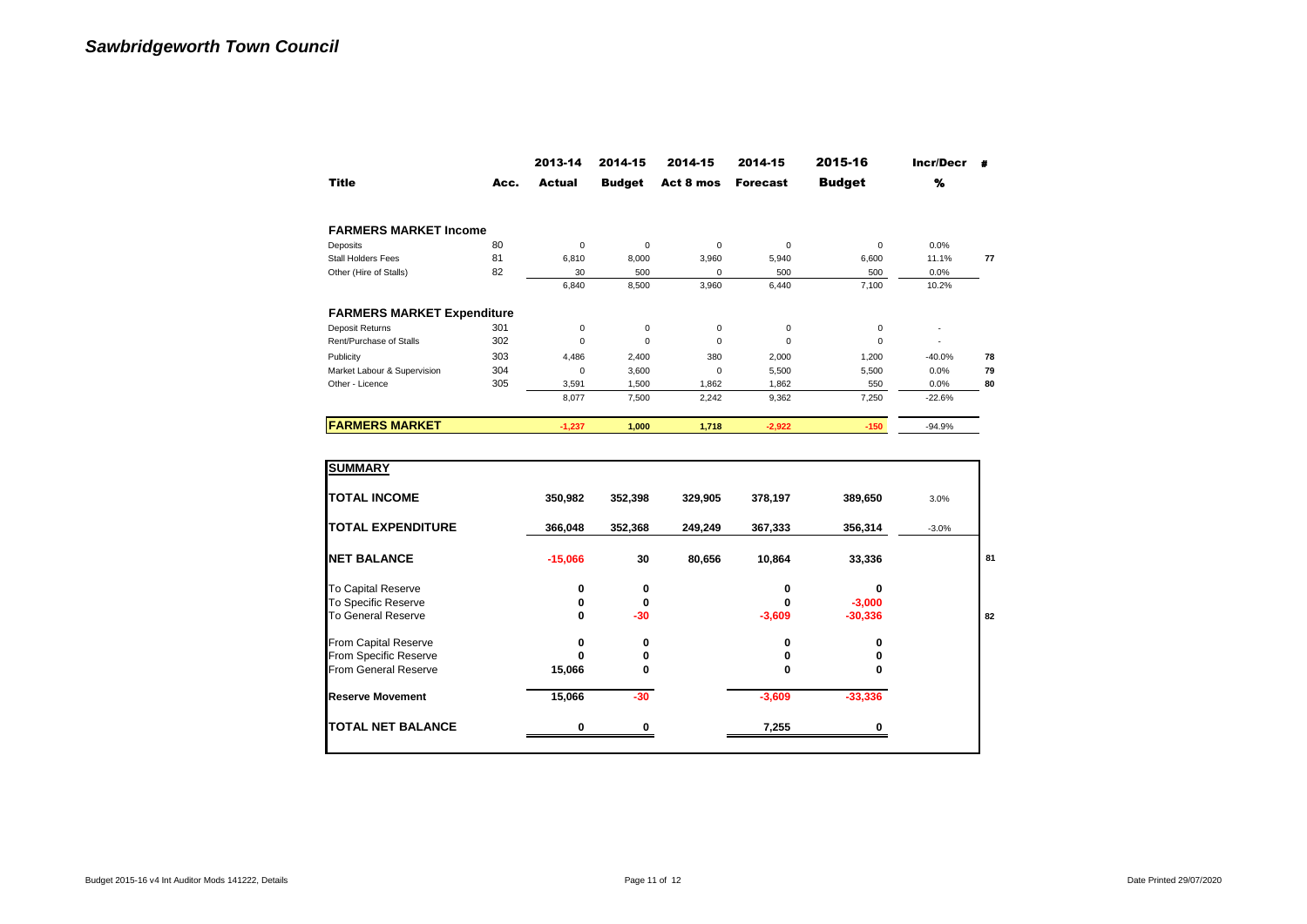# Sawbridgeworth Town Council

| Title | Acc. | 2013-14 Actual | 2014-15 Budget | 2014-15 Act 8 mos | 2014-15 Forecast | 2015-16 Budget | Incr/Decr % | # |
|---|---|---|---|---|---|---|---|---|
| **FARMERS MARKET Income** | | | | | | | | |
| Deposits | 80 | 0 | 0 | 0 | 0 | 0 | 0.0% | |
| Stall Holders Fees | 81 | 6,810 | 8,000 | 3,960 | 5,940 | 6,600 | 11.1% | 77 |
| Other (Hire of Stalls) | 82 | 30 | 500 | 0 | 500 | 500 | 0.0% | |
| | | 6,840 | 8,500 | 3,960 | 6,440 | 7,100 | 10.2% | |
| **FARMERS MARKET Expenditure** | | | | | | | | |
| Deposit Returns | 301 | 0 | 0 | 0 | 0 | 0 | - | |
| Rent/Purchase of Stalls | 302 | 0 | 0 | 0 | 0 | 0 | - | |
| Publicity | 303 | 4,486 | 2,400 | 380 | 2,000 | 1,200 | -40.0% | 78 |
| Market Labour & Supervision | 304 | 0 | 3,600 | 0 | 5,500 | 5,500 | 0.0% | 79 |
| Other - Licence | 305 | 3,591 | 1,500 | 1,862 | 1,862 | 550 | 0.0% | 80 |
| | | 8,077 | 7,500 | 2,242 | 9,362 | 7,250 | -22.6% | |
| **FARMERS MARKET** | | -1,237 | 1,000 | 1,718 | -2,922 | -150 | -94.9% | |

| SUMMARY | 2013-14 Actual | 2014-15 Budget | 2014-15 Act 8 mos | 2014-15 Forecast | 2015-16 Budget | Incr/Decr % | # |
|---|---|---|---|---|---|---|---|
| **TOTAL INCOME** | 350,982 | 352,398 | 329,905 | 378,197 | 389,650 | 3.0% | |
| **TOTAL EXPENDITURE** | 366,048 | 352,368 | 249,249 | 367,333 | 356,314 | -3.0% | |
| **NET BALANCE** | -15,066 | 30 | 80,656 | 10,864 | 33,336 | | 81 |
| To Capital Reserve | 0 | 0 | | 0 | 0 | | |
| To Specific Reserve | 0 | 0 | | 0 | -3,000 | | |
| To General Reserve | 0 | -30 | | -3,609 | -30,336 | | 82 |
| From Capital Reserve | 0 | 0 | | 0 | 0 | | |
| From Specific Reserve | 0 | 0 | | 0 | 0 | | |
| From General Reserve | 15,066 | 0 | | 0 | 0 | | |
| **Reserve Movement** | 15,066 | -30 | | -3,609 | -33,336 | | |
| **TOTAL NET BALANCE** | 0 | 0 | | 7,255 | 0 | | |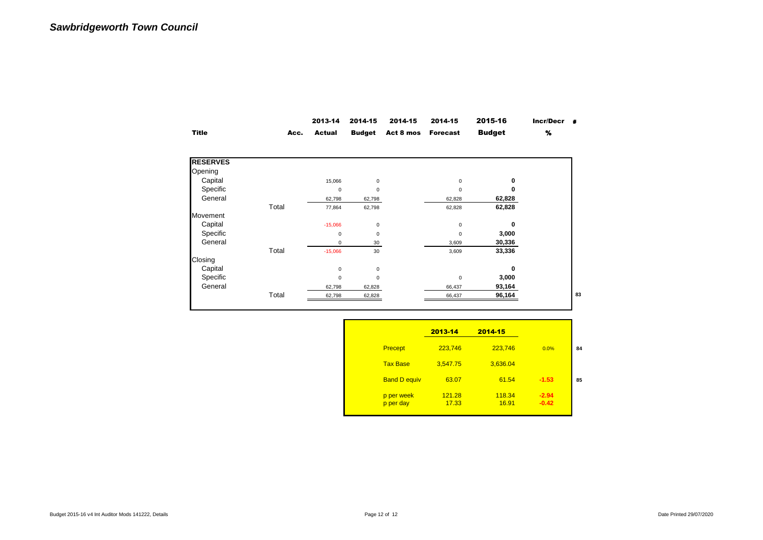# *Sawbridgeworth Town Council*

| Title | Acc. | 2013-14 Actual | 2014-15 Budget | 2014-15 Act 8 mos | 2014-15 Forecast | 2015-16 Budget | Incr/Decr % | # |
|---|---|---|---|---|---|---|---|---|
| **RESERVES** | | | | | | | | |
| Opening | | | | | | | | |
| Capital | | 15,066 | 0 | | 0 | **0** | | |
| Specific | | 0 | 0 | | 0 | **0** | | |
| General | | 62,798 | 62,798 | | 62,828 | **62,828** | | |
| | Total | 77,864 | 62,798 | | 62,828 | **62,828** | | |
| Movement | | | | | | | | |
| Capital | | -15,066 | 0 | | 0 | **0** | | |
| Specific | | 0 | 0 | | 0 | **3,000** | | |
| General | | 0 | 30 | | 3,609 | **30,336** | | |
| | Total | -15,066 | 30 | | 3,609 | **33,336** | | |
| Closing | | | | | | | | |
| Capital | | 0 | 0 | | | **0** | | |
| Specific | | 0 | 0 | | 0 | **3,000** | | |
| General | | 62,798 | 62,828 | | 66,437 | **93,164** | | |
| | Total | 62,798 | 62,828 | | 66,437 | **96,164** | | 83 |

| | 2013-14 | 2014-15 | | # |
|---|---|---|---|---|
| Precept | 223,746 | 223,746 | 0.0% | 84 |
| Tax Base | 3,547.75 | 3,636.04 | | |
| Band D equiv | 63.07 | 61.54 | **-1.53** | 85 |
| p per week | 121.28 | 118.34 | **-2.94** | |
| p per day | 17.33 | 16.91 | **-0.42** | |

Budget 2015-16 v4 Int Auditor Mods 141222, Details

Date Printed 29/07/2020